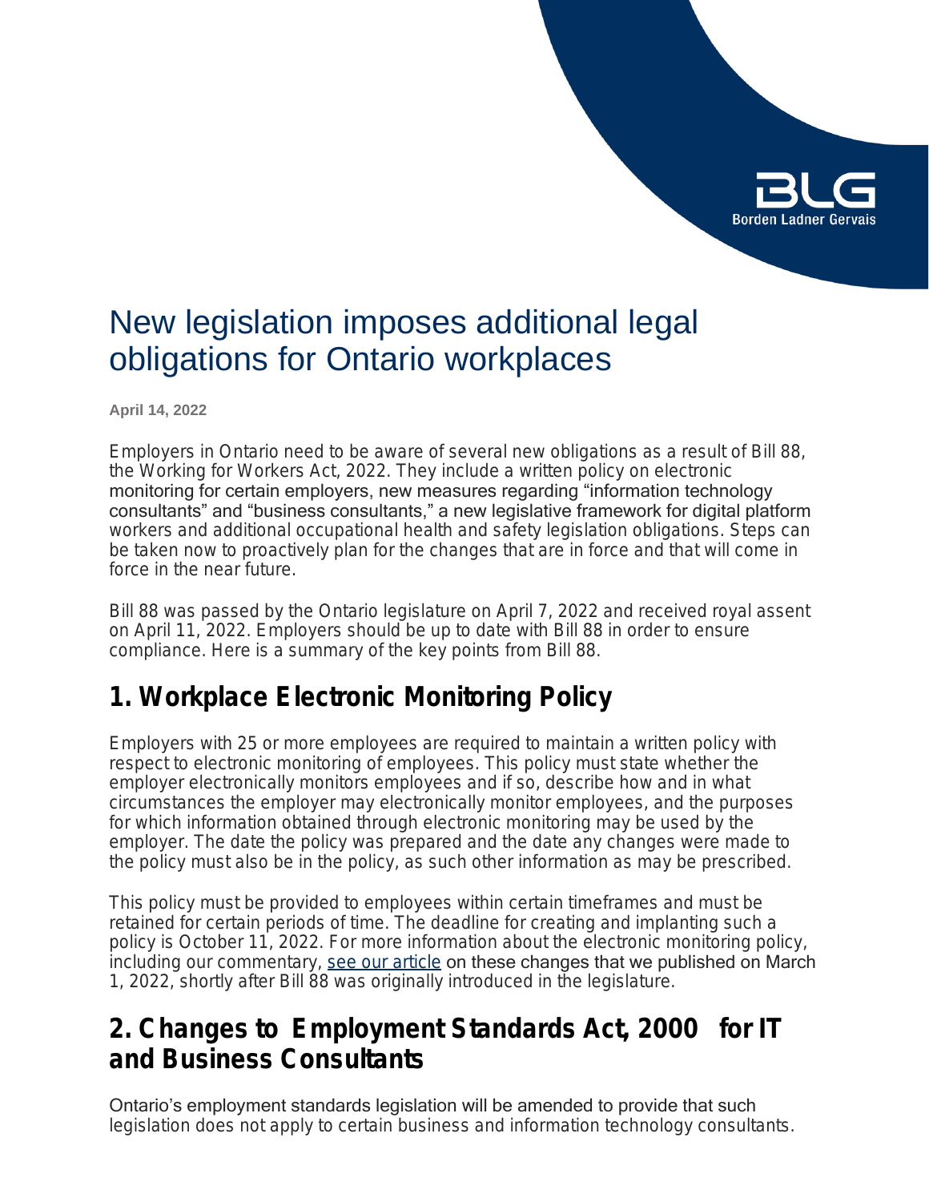# New legislation imposes additional legal obligations for Ontario workplaces

**April 14, 2022**

Employers in Ontario need to be aware of several new obligations as a result of Bill 88, the Working for Workers Act, 2022. They include a written policy on electronic monitoring for certain employers, new measures regarding "information technology consultants" and "business consultants," a new legislative framework for digital platform workers and additional occupational health and safety legislation obligations. Steps can be taken now to proactively plan for the changes that are in force and that will come in force in the near future.

Bill 88 was passed by the Ontario legislature on April 7, 2022 and received royal assent on April 11, 2022. Employers should be up to date with Bill 88 in order to ensure compliance. Here is a summary of the key points from Bill 88.

## 1. Workplace Electronic Monitoring Policy

Employers with 25 or more employees are required to maintain a written policy with respect to electronic monitoring of employees. This policy must state whether the employer electronically monitors employees and if so, describe how and in what circumstances the employer may electronically monitor employees, and the purposes for which information obtained through electronic monitoring may be used by the employer. The date the policy was prepared and the date any changes were made to the policy must also be in the policy, as such other information as may be prescribed.

This policy must be provided to employees within certain timeframes and must be retained for certain periods of time. The deadline for creating and implanting such a policy is October 11, 2022. For more information about the electronic monitoring policy, including our commentary, see our article on these changes that we published on March 1, 2022, shortly after Bill 88 was originally introduced in the legislature.

## 2. Changes to *Employment Standards Act, 2000* for IT and Business Consultants

Ontario's employment standards legislation will be amended to provide that such legislation does not apply to certain business and information technology consultants.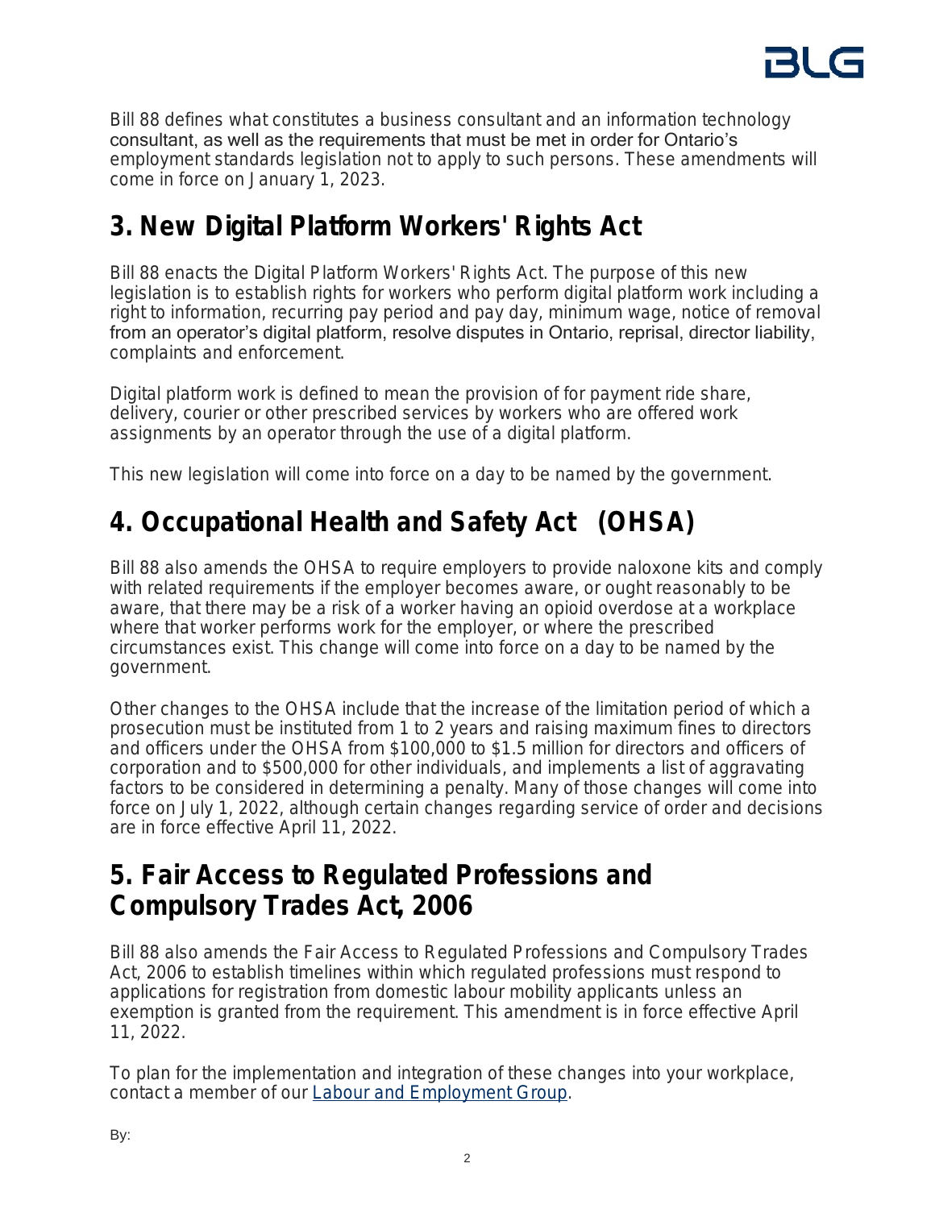Bill 88 defines what constitutes a business consultant and an information technology consultant, as well as the requirements that must be met in order for Ontario's employment standards legislation not to apply to such persons. These amendments will come in force on January 1, 2023.

## 3. New Digital Platform Workers' Rights Act

Bill 88 enacts the Digital Platform Workers' Rights Act. The purpose of this new legislation is to establish rights for workers who perform digital platform work including a right to information, recurring pay period and pay day, minimum wage, notice of removal from an operator's digital platform, resolve disputes in Ontario, reprisal, director liability, complaints and enforcement.

Digital platform work is defined to mean the provision of for payment ride share, delivery, courier or other prescribed services by workers who are offered work assignments by an operator through the use of a digital platform.

This new legislation will come into force on a day to be named by the government.

## 4. Occupational Health and Safety Act (OHSA)

Bill 88 also amends the OHSA to require employers to provide naloxone kits and comply with related requirements if the employer becomes aware, or ought reasonably to be aware, that there may be a risk of a worker having an opioid overdose at a workplace where that worker performs work for the employer, or where the prescribed circumstances exist. This change will come into force on a day to be named by the government.

Other changes to the OHSA include that the increase of the limitation period of which a prosecution must be instituted from 1 to 2 years and raising maximum fines to directors and officers under the OHSA from $100,000 to $1.5 million for directors and officers of corporation and to $500,000 for other individuals, and implements a list of aggravating factors to be considered in determining a penalty. Many of those changes will come into force on July 1, 2022, although certain changes regarding service of order and decisions are in force effective April 11, 2022.

## 5. Fair Access to Regulated Professions and Compulsory Trades Act, 2006

Bill 88 also amends the Fair Access to Regulated Professions and Compulsory Trades Act, 2006 to establish timelines within which regulated professions must respond to applications for registration from domestic labour mobility applicants unless an exemption is granted from the requirement. This amendment is in force effective April 11, 2022.

To plan for the implementation and integration of these changes into your workplace, contact a member of our Labour and Employment Group.

By: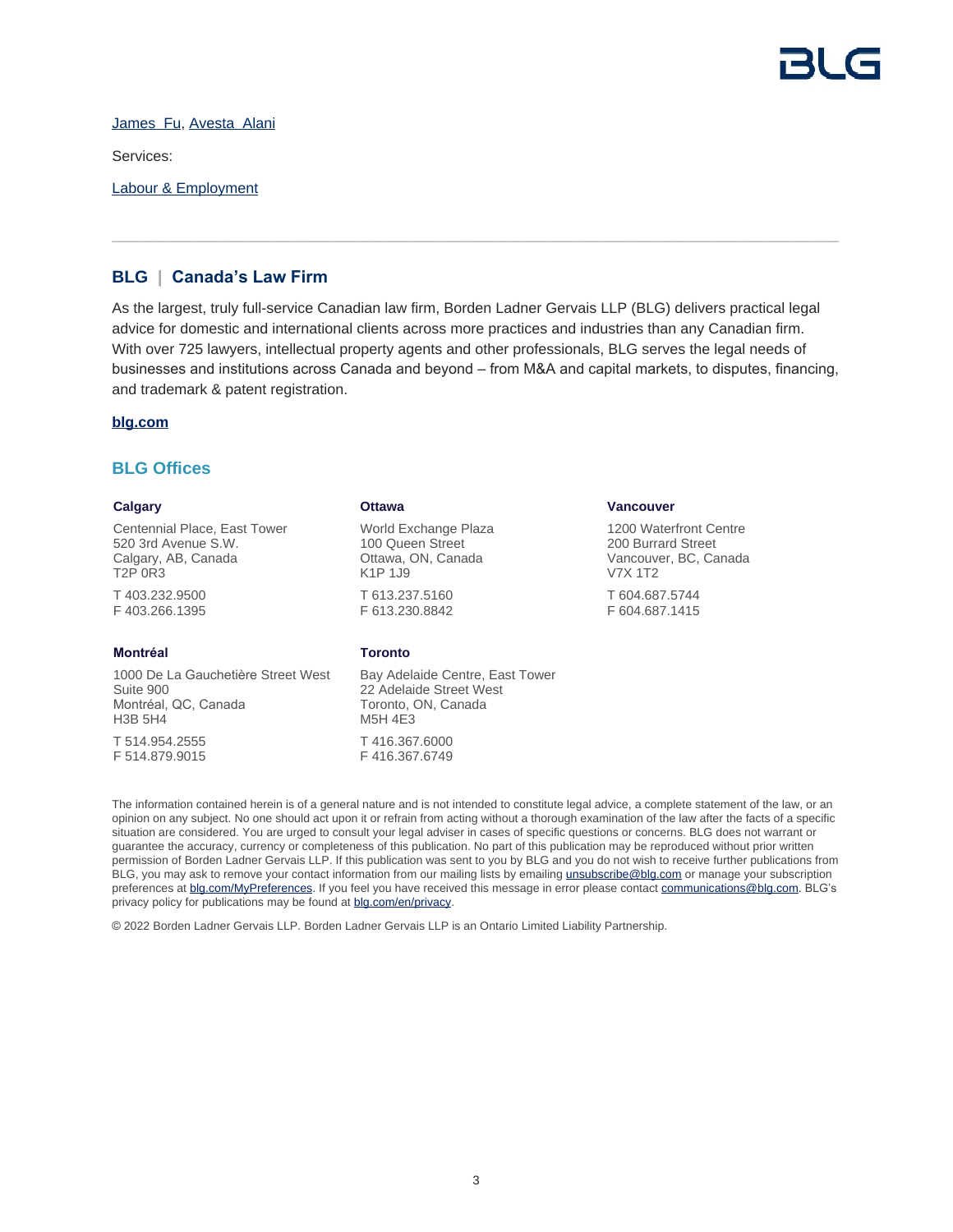[James Fu](), [Avesta Alani]()

Services:

[Labour & Employment]()

---

## BLG | Canada's Law Firm

As the largest, truly full-service Canadian law firm, Borden Ladner Gervais LLP (BLG) delivers practical legal advice for domestic and international clients across more practices and industries than any Canadian firm. With over 725 lawyers, intellectual property agents and other professionals, BLG serves the legal needs of businesses and institutions across Canada and beyond – from M&A and capital markets, to disputes, financing, and trademark & patent registration.

**blg.com**

## BLG Offices

**Calgary**

Centennial Place, East Tower
520 3rd Avenue S.W.
Calgary, AB, Canada
T2P 0R3

T 403.232.9500
F 403.266.1395

**Ottawa**

World Exchange Plaza
100 Queen Street
Ottawa, ON, Canada
K1P 1J9

T 613.237.5160
F 613.230.8842

**Vancouver**

1200 Waterfront Centre
200 Burrard Street
Vancouver, BC, Canada
V7X 1T2

T 604.687.5744
F 604.687.1415

**Montréal**

1000 De La Gauchetière Street West
Suite 900
Montréal, QC, Canada
H3B 5H4

T 514.954.2555
F 514.879.9015

**Toronto**

Bay Adelaide Centre, East Tower
22 Adelaide Street West
Toronto, ON, Canada
M5H 4E3

T 416.367.6000
F 416.367.6749

The information contained herein is of a general nature and is not intended to constitute legal advice, a complete statement of the law, or an opinion on any subject. No one should act upon it or refrain from acting without a thorough examination of the law after the facts of a specific situation are considered. You are urged to consult your legal adviser in cases of specific questions or concerns. BLG does not warrant or guarantee the accuracy, currency or completeness of this publication. No part of this publication may be reproduced without prior written permission of Borden Ladner Gervais LLP. If this publication was sent to you by BLG and you do not wish to receive further publications from BLG, you may ask to remove your contact information from our mailing lists by emailing unsubscribe@blg.com or manage your subscription preferences at blg.com/MyPreferences. If you feel you have received this message in error please contact communications@blg.com. BLG's privacy policy for publications may be found at blg.com/en/privacy.

© 2022 Borden Ladner Gervais LLP. Borden Ladner Gervais LLP is an Ontario Limited Liability Partnership.